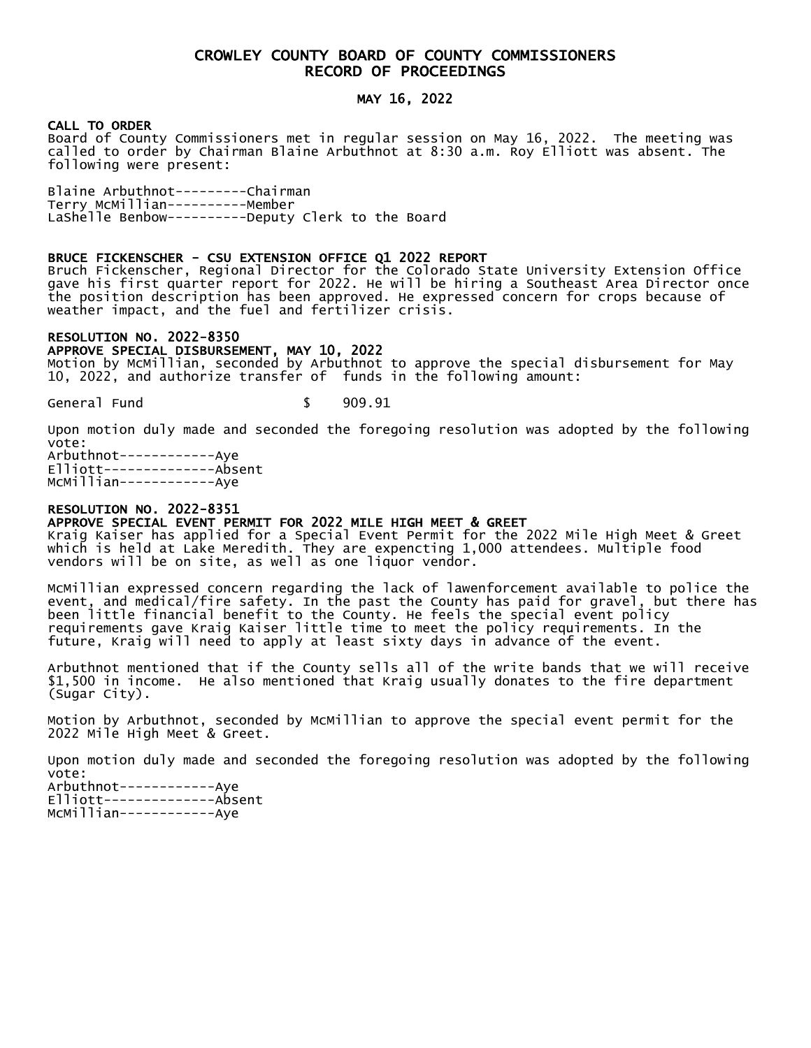# CROWLEY COUNTY BOARD OF COUNTY COMMISSIONERS
# RECORD OF PROCEEDINGS

## MAY 16, 2022

**CALL TO ORDER**
Board of County Commissioners met in regular session on May 16, 2022. The meeting was called to order by Chairman Blaine Arbuthnot at 8:30 a.m. Roy Elliott was absent. The following were present:

Blaine Arbuthnot---------Chairman
Terry McMillian----------Member
LaShelle Benbow----------Deputy Clerk to the Board

**BRUCE FICKENSCHER - CSU EXTENSION OFFICE Q1 2022 REPORT**
Bruch Fickenscher, Regional Director for the Colorado State University Extension Office gave his first quarter report for 2022. He will be hiring a Southeast Area Director once the position description has been approved. He expressed concern for crops because of weather impact, and the fuel and fertilizer crisis.

**RESOLUTION NO. 2022-8350**
**APPROVE SPECIAL DISBURSEMENT, MAY 10, 2022**
Motion by McMillian, seconded by Arbuthnot to approve the special disbursement for May 10, 2022, and authorize transfer of funds in the following amount:

General Fund $ 909.91

Upon motion duly made and seconded the foregoing resolution was adopted by the following vote:
Arbuthnot------------Aye
Elliott--------------Absent
McMillian------------Aye

**RESOLUTION NO. 2022-8351**
**APPROVE SPECIAL EVENT PERMIT FOR 2022 MILE HIGH MEET & GREET**
Kraig Kaiser has applied for a Special Event Permit for the 2022 Mile High Meet & Greet which is held at Lake Meredith. They are expencting 1,000 attendees. Multiple food vendors will be on site, as well as one liquor vendor.

McMillian expressed concern regarding the lack of lawenforcement available to police the event, and medical/fire safety. In the past the County has paid for gravel, but there has been little financial benefit to the County. He feels the special event policy requirements gave Kraig Kaiser little time to meet the policy requirements. In the future, Kraig will need to apply at least sixty days in advance of the event.

Arbuthnot mentioned that if the County sells all of the write bands that we will receive $1,500 in income. He also mentioned that Kraig usually donates to the fire department (Sugar City).

Motion by Arbuthnot, seconded by McMillian to approve the special event permit for the 2022 Mile High Meet & Greet.

Upon motion duly made and seconded the foregoing resolution was adopted by the following vote:
Arbuthnot------------Aye
Elliott--------------Absent
McMillian------------Aye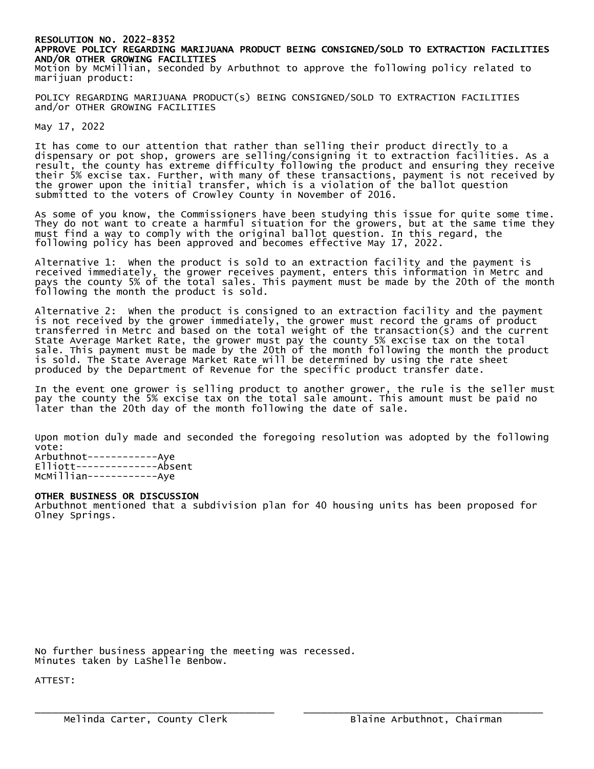**RESOLUTION NO. 2022-8352**
**APPROVE POLICY REGARDING MARIJUANA PRODUCT BEING CONSIGNED/SOLD TO EXTRACTION FACILITIES AND/OR OTHER GROWING FACILITIES**
Motion by McMillian, seconded by Arbuthnot to approve the following policy related to marijuan product:

POLICY REGARDING MARIJUANA PRODUCT(s) BEING CONSIGNED/SOLD TO EXTRACTION FACILITIES and/or OTHER GROWING FACILITIES

May 17, 2022

It has come to our attention that rather than selling their product directly to a dispensary or pot shop, growers are selling/consigning it to extraction facilities. As a result, the county has extreme difficulty following the product and ensuring they receive their 5% excise tax. Further, with many of these transactions, payment is not received by the grower upon the initial transfer, which is a violation of the ballot question submitted to the voters of Crowley County in November of 2016.

As some of you know, the Commissioners have been studying this issue for quite some time. They do not want to create a harmful situation for the growers, but at the same time they must find a way to comply with the original ballot question. In this regard, the following policy has been approved and becomes effective May 17, 2022.

Alternative 1: When the product is sold to an extraction facility and the payment is received immediately, the grower receives payment, enters this information in Metrc and pays the county 5% of the total sales. This payment must be made by the 20th of the month following the month the product is sold.

Alternative 2: When the product is consigned to an extraction facility and the payment is not received by the grower immediately, the grower must record the grams of product transferred in Metrc and based on the total weight of the transaction(s) and the current State Average Market Rate, the grower must pay the county 5% excise tax on the total sale. This payment must be made by the 20th of the month following the month the product is sold. The State Average Market Rate will be determined by using the rate sheet produced by the Department of Revenue for the specific product transfer date.

In the event one grower is selling product to another grower, the rule is the seller must pay the county the 5% excise tax on the total sale amount. This amount must be paid no later than the 20th day of the month following the date of sale.

Upon motion duly made and seconded the foregoing resolution was adopted by the following vote:
Arbuthnot------------Aye
Elliott--------------Absent
McMillian------------Aye

**OTHER BUSINESS OR DISCUSSION**
Arbuthnot mentioned that a subdivision plan for 40 housing units has been proposed for Olney Springs.

No further business appearing the meeting was recessed.
Minutes taken by LaShelle Benbow.

ATTEST:

\_\_\_\_\_\_\_\_\_\_\_\_\_\_\_\_\_\_\_\_\_\_\_\_\_\_\_\_\_\_\_\_\_\_\_\_\_\_
Melinda Carter, County Clerk

\_\_\_\_\_\_\_\_\_\_\_\_\_\_\_\_\_\_\_\_\_\_\_\_\_\_\_\_\_\_\_\_\_\_\_\_\_\_
Blaine Arbuthnot, Chairman